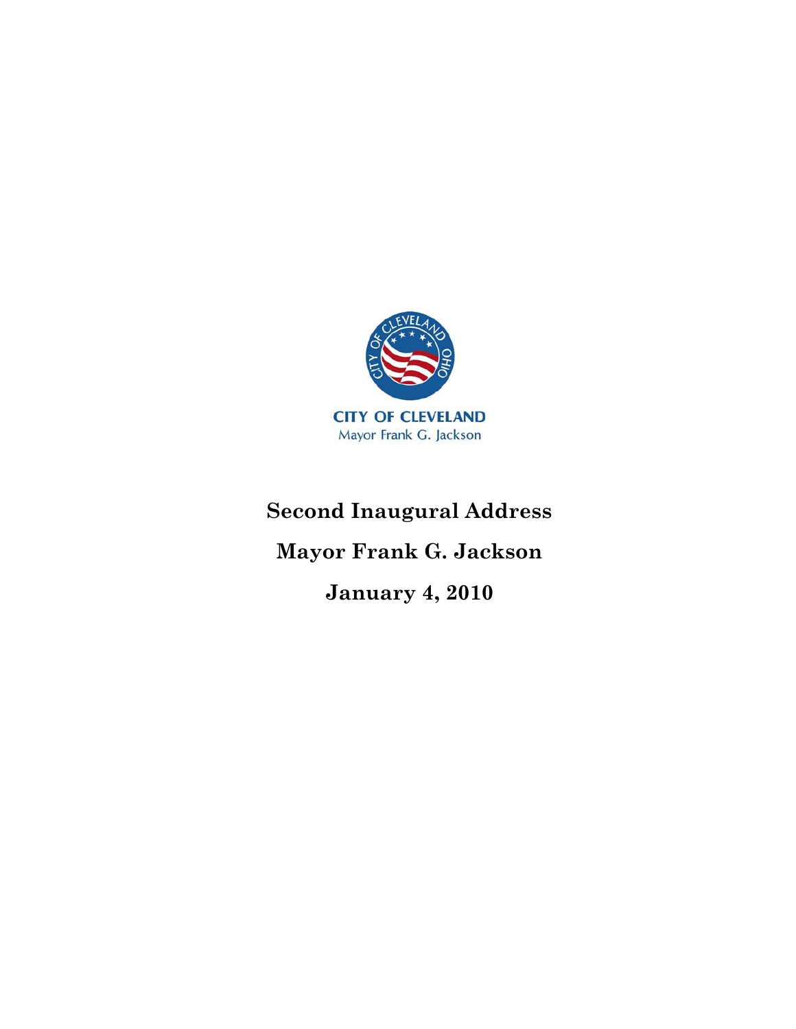CITY OF CLEVELAND
Mayor Frank G. Jackson

# Second Inaugural Address

## Mayor Frank G. Jackson

## January 4, 2010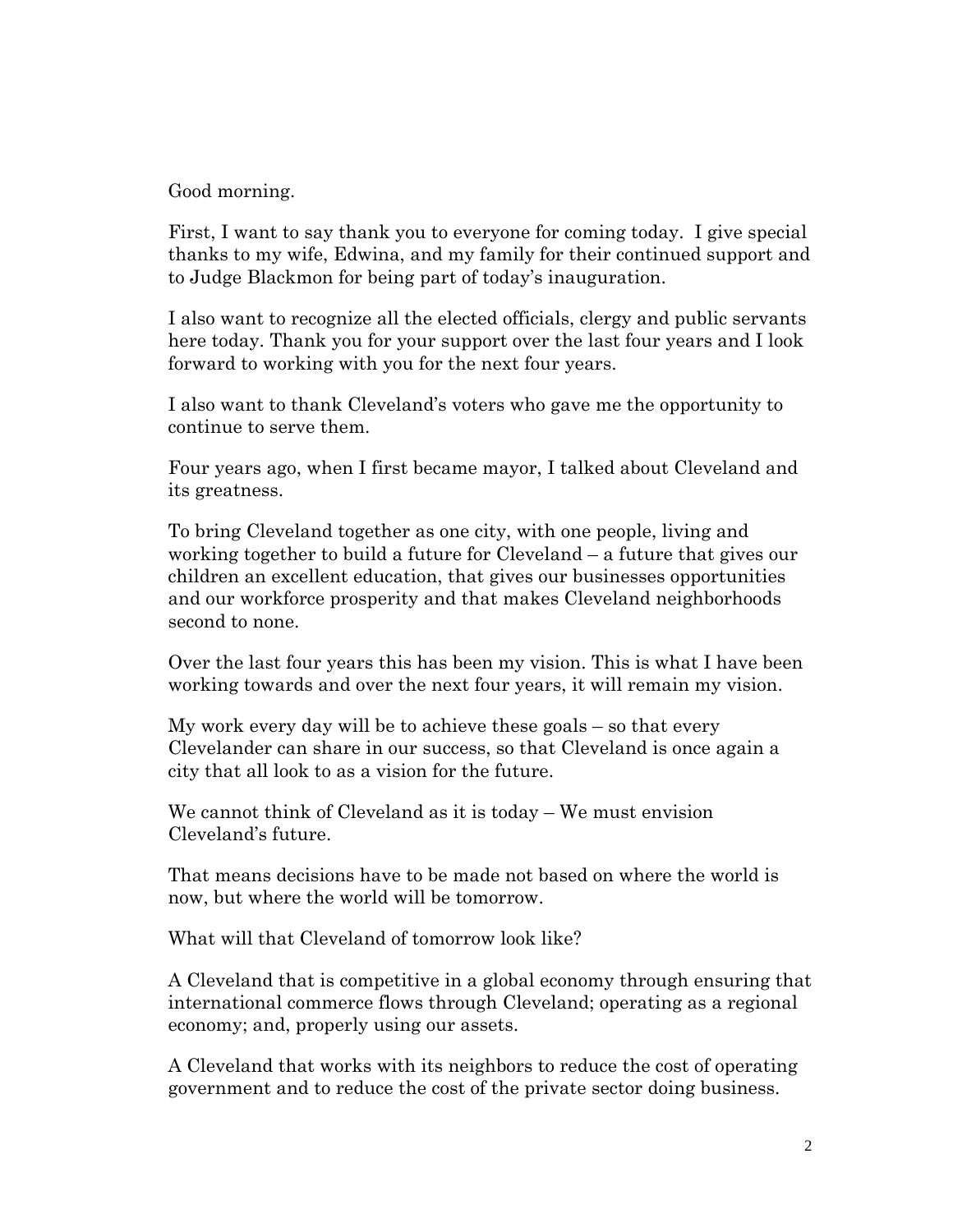Good morning.

First, I want to say thank you to everyone for coming today. I give special thanks to my wife, Edwina, and my family for their continued support and to Judge Blackmon for being part of today's inauguration.

I also want to recognize all the elected officials, clergy and public servants here today. Thank you for your support over the last four years and I look forward to working with you for the next four years.

I also want to thank Cleveland's voters who gave me the opportunity to continue to serve them.

Four years ago, when I first became mayor, I talked about Cleveland and its greatness.

To bring Cleveland together as one city, with one people, living and working together to build a future for Cleveland – a future that gives our children an excellent education, that gives our businesses opportunities and our workforce prosperity and that makes Cleveland neighborhoods second to none.

Over the last four years this has been my vision. This is what I have been working towards and over the next four years, it will remain my vision.

My work every day will be to achieve these goals – so that every Clevelander can share in our success, so that Cleveland is once again a city that all look to as a vision for the future.

We cannot think of Cleveland as it is today – We must envision Cleveland's future.

That means decisions have to be made not based on where the world is now, but where the world will be tomorrow.

What will that Cleveland of tomorrow look like?

A Cleveland that is competitive in a global economy through ensuring that international commerce flows through Cleveland; operating as a regional economy; and, properly using our assets.

A Cleveland that works with its neighbors to reduce the cost of operating government and to reduce the cost of the private sector doing business.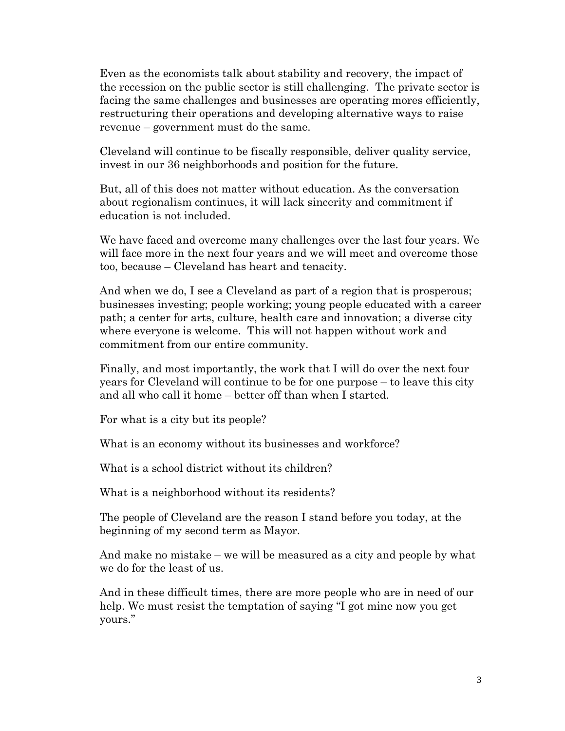Even as the economists talk about stability and recovery, the impact of the recession on the public sector is still challenging. The private sector is facing the same challenges and businesses are operating mores efficiently, restructuring their operations and developing alternative ways to raise revenue – government must do the same.

Cleveland will continue to be fiscally responsible, deliver quality service, invest in our 36 neighborhoods and position for the future.

But, all of this does not matter without education. As the conversation about regionalism continues, it will lack sincerity and commitment if education is not included.

We have faced and overcome many challenges over the last four years. We will face more in the next four years and we will meet and overcome those too, because – Cleveland has heart and tenacity.

And when we do, I see a Cleveland as part of a region that is prosperous; businesses investing; people working; young people educated with a career path; a center for arts, culture, health care and innovation; a diverse city where everyone is welcome. This will not happen without work and commitment from our entire community.

Finally, and most importantly, the work that I will do over the next four years for Cleveland will continue to be for one purpose – to leave this city and all who call it home – better off than when I started.

For what is a city but its people?

What is an economy without its businesses and workforce?

What is a school district without its children?

What is a neighborhood without its residents?

The people of Cleveland are the reason I stand before you today, at the beginning of my second term as Mayor.

And make no mistake – we will be measured as a city and people by what we do for the least of us.

And in these difficult times, there are more people who are in need of our help. We must resist the temptation of saying "I got mine now you get yours."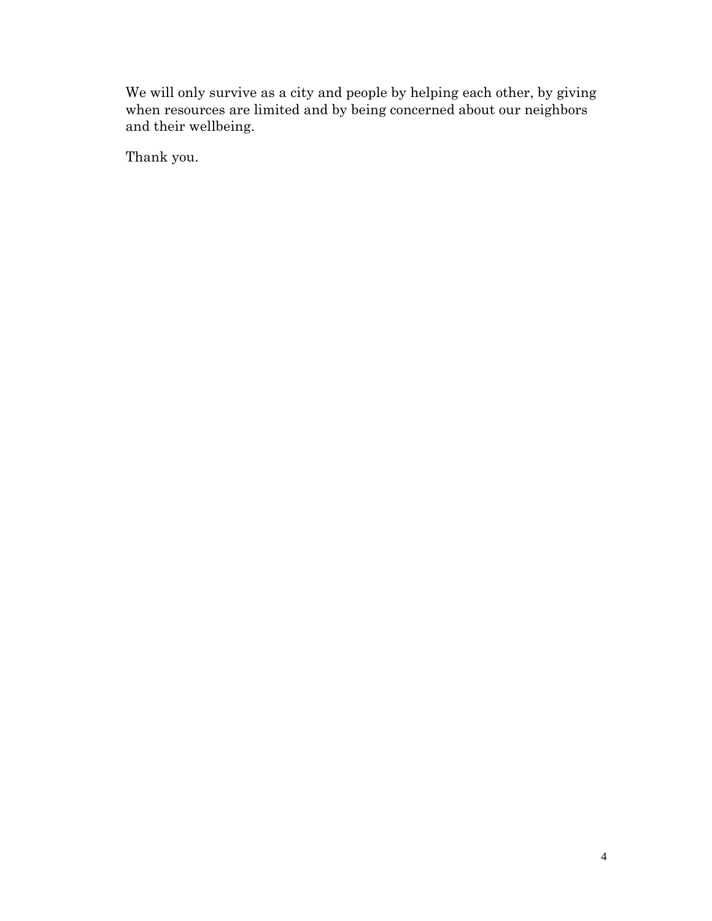We will only survive as a city and people by helping each other, by giving when resources are limited and by being concerned about our neighbors and their wellbeing.

Thank you.